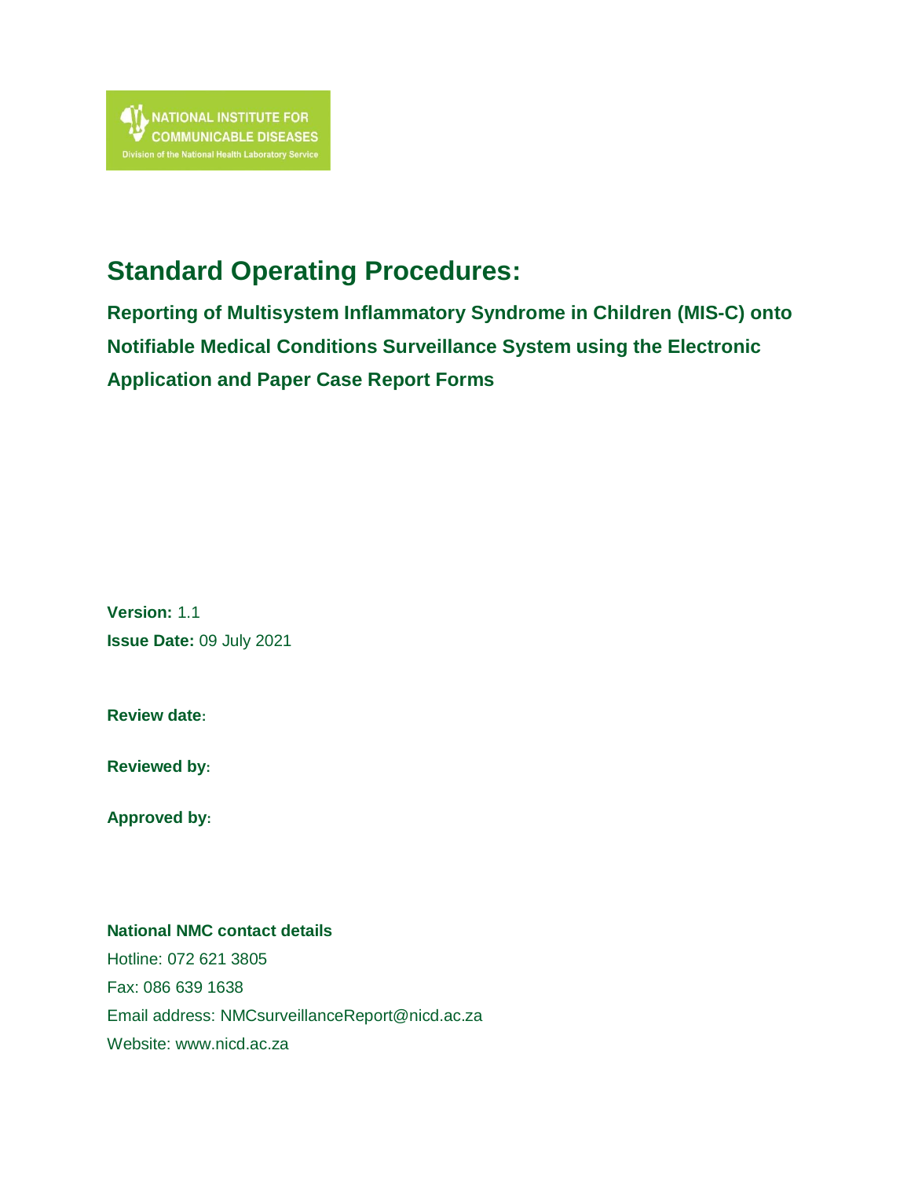NATIONAL INSTITUTE FOR COMMUNICABLE DISEASES
Division of the National Health Laboratory Service

# Standard Operating Procedures:

## Reporting of Multisystem Inflammatory Syndrome in Children (MIS-C) onto Notifiable Medical Conditions Surveillance System using the Electronic Application and Paper Case Report Forms

**Version:** 1.1

**Issue Date:** 09 July 2021

**Review date:**

**Reviewed by:**

**Approved by:**

**National NMC contact details**

Hotline: 072 621 3805

Fax: 086 639 1638

Email address: NMCsurveillanceReport@nicd.ac.za

Website: www.nicd.ac.za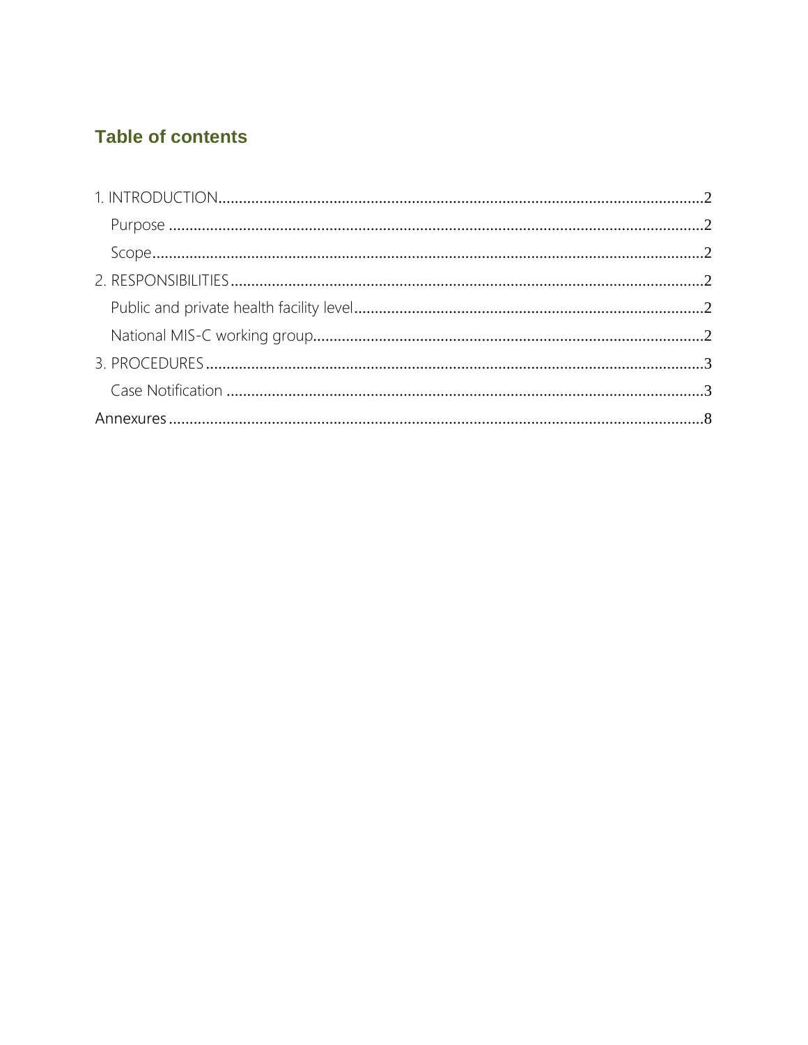## Table of contents

1. INTRODUCTION .......... 2
   - Purpose .......... 2
   - Scope .......... 2
2. RESPONSIBILITIES .......... 2
   - Public and private health facility level .......... 2
   - National MIS-C working group .......... 2
3. PROCEDURES .......... 3
   - Case Notification .......... 3

Annexures .......... 8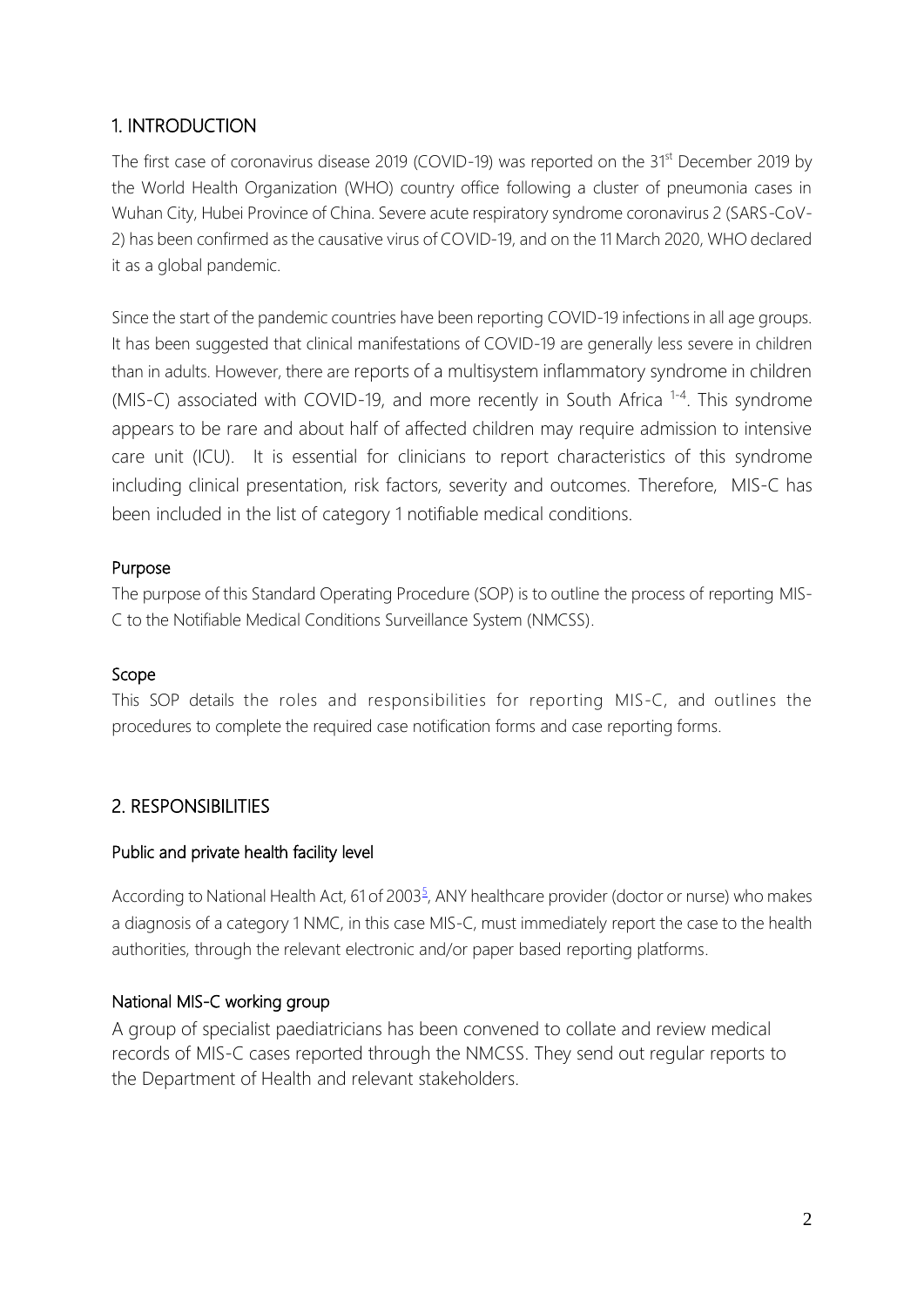## 1. INTRODUCTION

The first case of coronavirus disease 2019 (COVID-19) was reported on the 31st December 2019 by the World Health Organization (WHO) country office following a cluster of pneumonia cases in Wuhan City, Hubei Province of China. Severe acute respiratory syndrome coronavirus 2 (SARS-CoV-2) has been confirmed as the causative virus of COVID-19, and on the 11 March 2020, WHO declared it as a global pandemic.

Since the start of the pandemic countries have been reporting COVID-19 infections in all age groups. It has been suggested that clinical manifestations of COVID-19 are generally less severe in children than in adults. However, there are reports of a multisystem inflammatory syndrome in children (MIS-C) associated with COVID-19, and more recently in South Africa [1-4]. This syndrome appears to be rare and about half of affected children may require admission to intensive care unit (ICU). It is essential for clinicians to report characteristics of this syndrome including clinical presentation, risk factors, severity and outcomes. Therefore, MIS-C has been included in the list of category 1 notifiable medical conditions.

### Purpose

The purpose of this Standard Operating Procedure (SOP) is to outline the process of reporting MIS-C to the Notifiable Medical Conditions Surveillance System (NMCSS).

### Scope

This SOP details the roles and responsibilities for reporting MIS-C, and outlines the procedures to complete the required case notification forms and case reporting forms.

## 2. RESPONSIBILITIES

### Public and private health facility level

According to National Health Act, 61 of 2003[5], ANY healthcare provider (doctor or nurse) who makes a diagnosis of a category 1 NMC, in this case MIS-C, must immediately report the case to the health authorities, through the relevant electronic and/or paper based reporting platforms.

### National MIS-C working group

A group of specialist paediatricians has been convened to collate and review medical records of MIS-C cases reported through the NMCSS. They send out regular reports to the Department of Health and relevant stakeholders.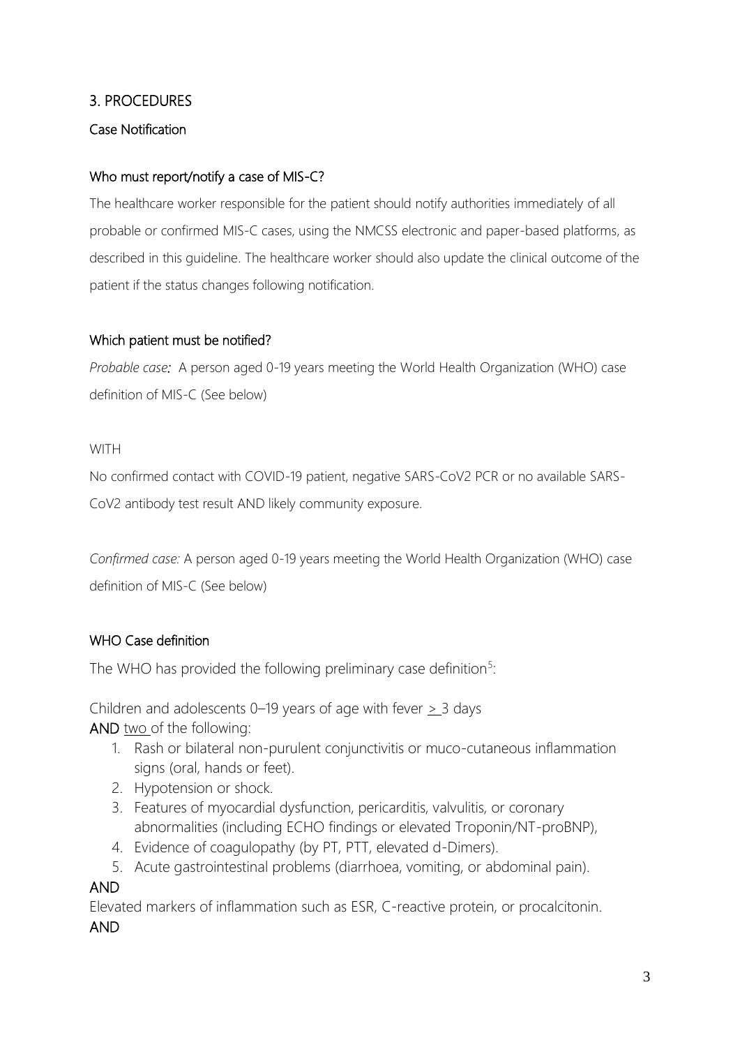## 3. PROCEDURES

### Case Notification

#### Who must report/notify a case of MIS-C?

The healthcare worker responsible for the patient should notify authorities immediately of all probable or confirmed MIS-C cases, using the NMCSS electronic and paper-based platforms, as described in this guideline. The healthcare worker should also update the clinical outcome of the patient if the status changes following notification.

#### Which patient must be notified?

*Probable case:* A person aged 0-19 years meeting the World Health Organization (WHO) case definition of MIS-C (See below)

WITH

No confirmed contact with COVID-19 patient, negative SARS-CoV2 PCR or no available SARS-CoV2 antibody test result AND likely community exposure.

*Confirmed case:* A person aged 0-19 years meeting the World Health Organization (WHO) case definition of MIS-C (See below)

#### WHO Case definition

The WHO has provided the following preliminary case definition[5]:

Children and adolescents 0–19 years of age with fever ≥ 3 days

**AND** two of the following:

1. Rash or bilateral non-purulent conjunctivitis or muco-cutaneous inflammation signs (oral, hands or feet).
2. Hypotension or shock.
3. Features of myocardial dysfunction, pericarditis, valvulitis, or coronary abnormalities (including ECHO findings or elevated Troponin/NT-proBNP),
4. Evidence of coagulopathy (by PT, PTT, elevated d-Dimers).
5. Acute gastrointestinal problems (diarrhoea, vomiting, or abdominal pain).

**AND**

Elevated markers of inflammation such as ESR, C-reactive protein, or procalcitonin.

**AND**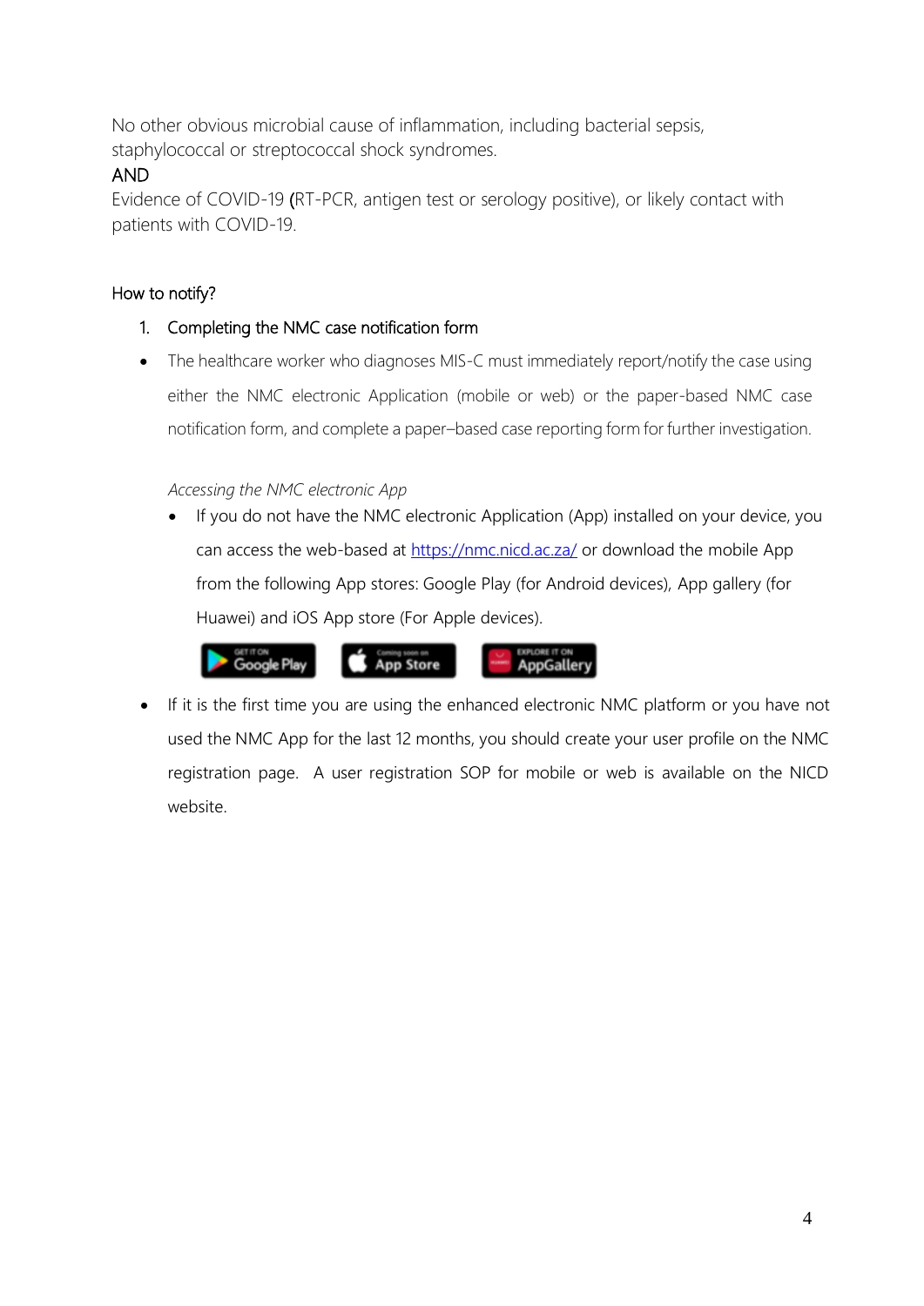No other obvious microbial cause of inflammation, including bacterial sepsis, staphylococcal or streptococcal shock syndromes.

AND

Evidence of COVID-19 (RT-PCR, antigen test or serology positive), or likely contact with patients with COVID-19.

## How to notify?

1. Completing the NMC case notification form

- The healthcare worker who diagnoses MIS-C must immediately report/notify the case using either the NMC electronic Application (mobile or web) or the paper-based NMC case notification form, and complete a paper–based case reporting form for further investigation.

*Accessing the NMC electronic App*

- If you do not have the NMC electronic Application (App) installed on your device, you can access the web-based at [https://nmc.nicd.ac.za/](https://nmc.nicd.ac.za/) or download the mobile App from the following App stores: Google Play (for Android devices), App gallery (for Huawei) and iOS App store (For Apple devices).

- If it is the first time you are using the enhanced electronic NMC platform or you have not used the NMC App for the last 12 months, you should create your user profile on the NMC registration page. A user registration SOP for mobile or web is available on the NICD website.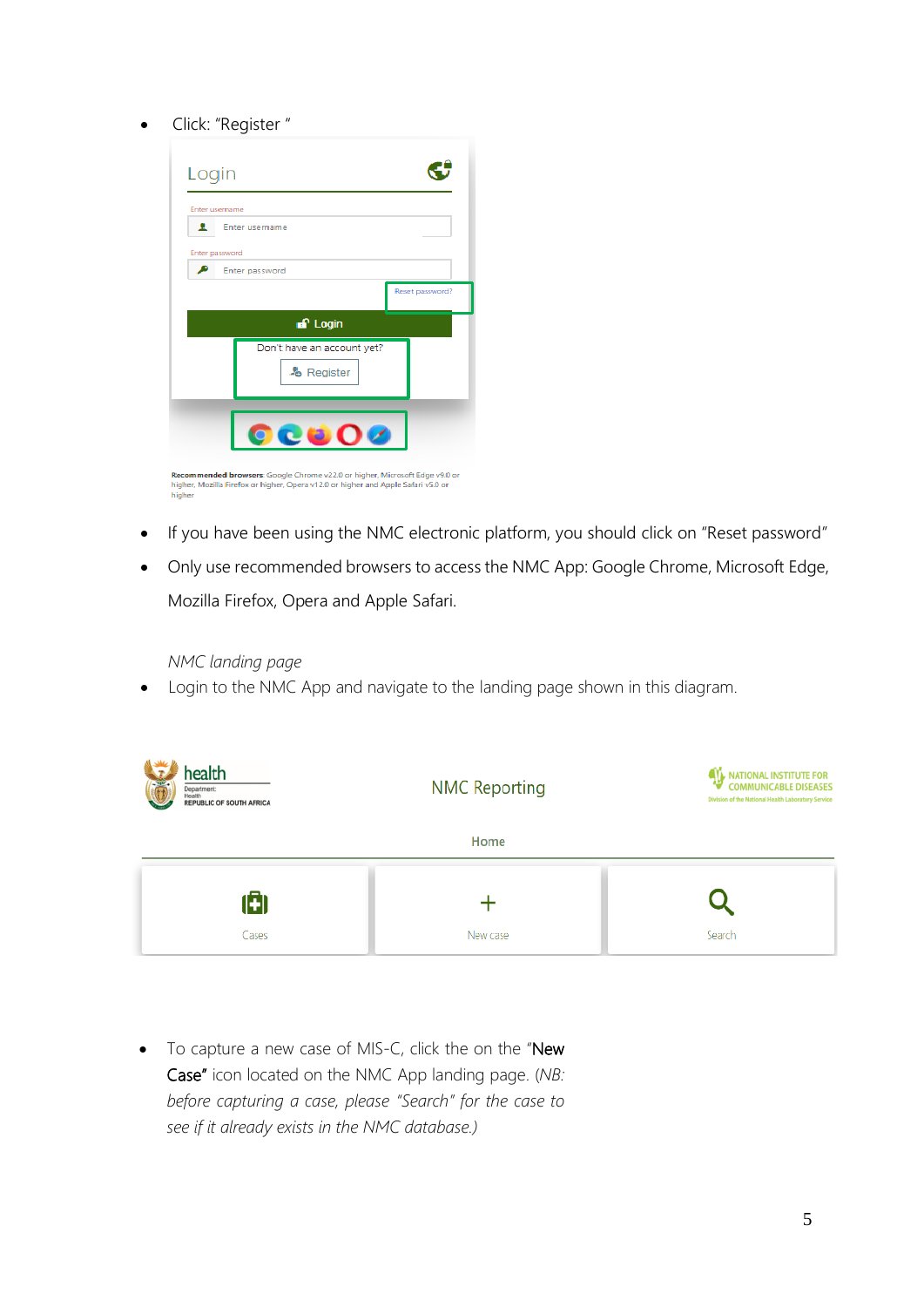- Click: "Register "

- If you have been using the NMC electronic platform, you should click on "Reset password"
- Only use recommended browsers to access the NMC App: Google Chrome, Microsoft Edge, Mozilla Firefox, Opera and Apple Safari.

*NMC landing page*

- Login to the NMC App and navigate to the landing page shown in this diagram.

- To capture a new case of MIS-C, click the on the "New Case" icon located on the NMC App landing page. (*NB: before capturing a case, please "Search" for the case to see if it already exists in the NMC database.)*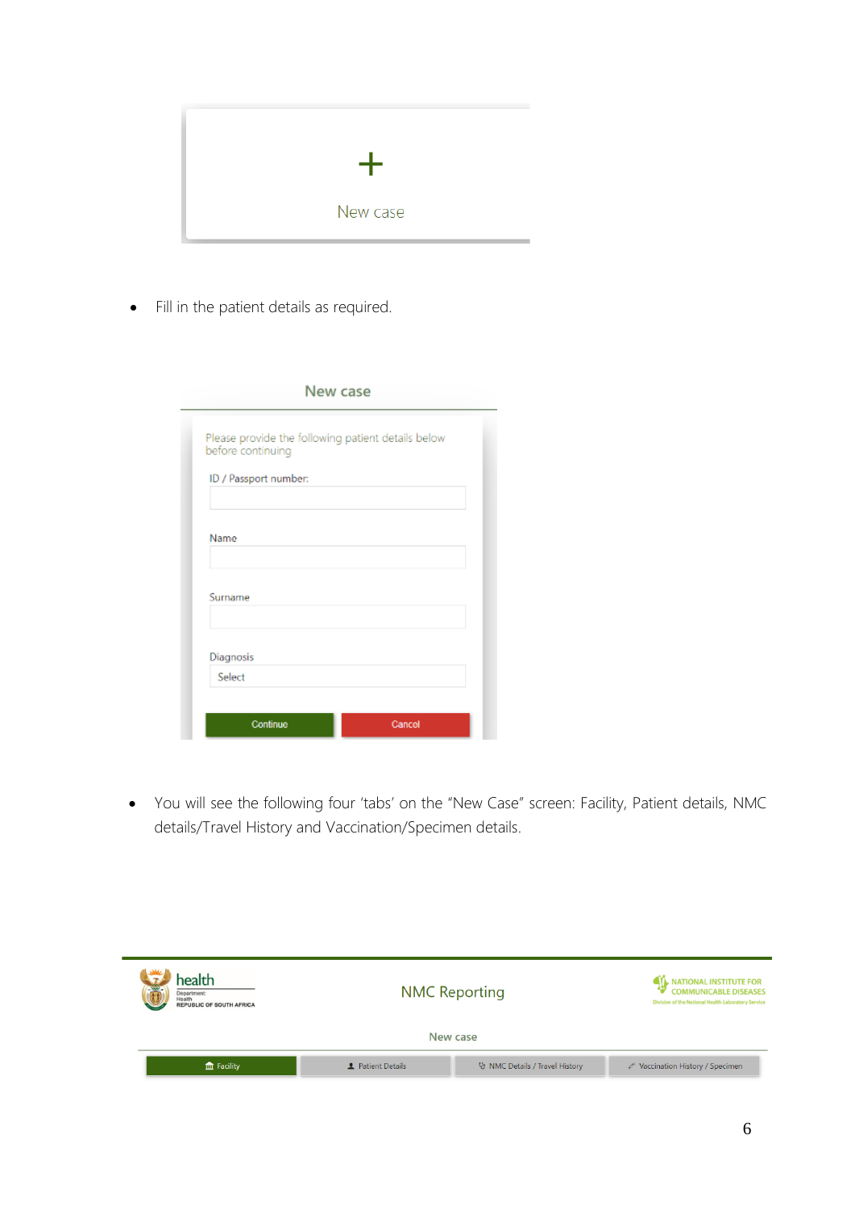- Fill in the patient details as required.

- You will see the following four 'tabs' on the "New Case" screen: Facility, Patient details, NMC details/Travel History and Vaccination/Specimen details.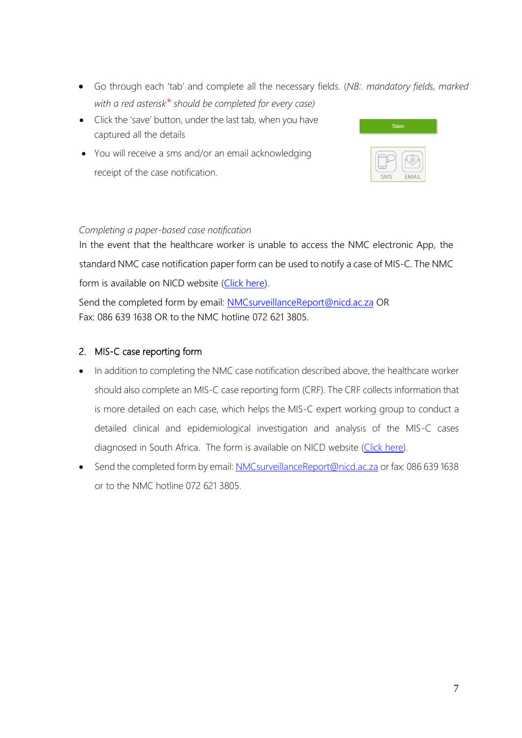- Go through each 'tab' and complete all the necessary fields. (*NB:. mandatory fields, marked with a red asterisk* * *should be completed for every case)*
- Click the 'save' button, under the last tab, when you have captured all the details
- You will receive a sms and/or an email acknowledging receipt of the case notification.

*Completing a paper-based case notification*

In the event that the healthcare worker is unable to access the NMC electronic App, the standard NMC case notification paper form can be used to notify a case of MIS-C. The NMC form is available on NICD website (Click here).

Send the completed form by email: NMCsurveillanceReport@nicd.ac.za OR
Fax: 086 639 1638 OR to the NMC hotline 072 621 3805.

## 2. MIS-C case reporting form

- In addition to completing the NMC case notification described above, the healthcare worker should also complete an MIS-C case reporting form (CRF). The CRF collects information that is more detailed on each case, which helps the MIS-C expert working group to conduct a detailed clinical and epidemiological investigation and analysis of the MIS-C cases diagnosed in South Africa. The form is available on NICD website (Click here).
- Send the completed form by email: NMCsurveillanceReport@nicd.ac.za or fax: 086 639 1638 or to the NMC hotline 072 621 3805.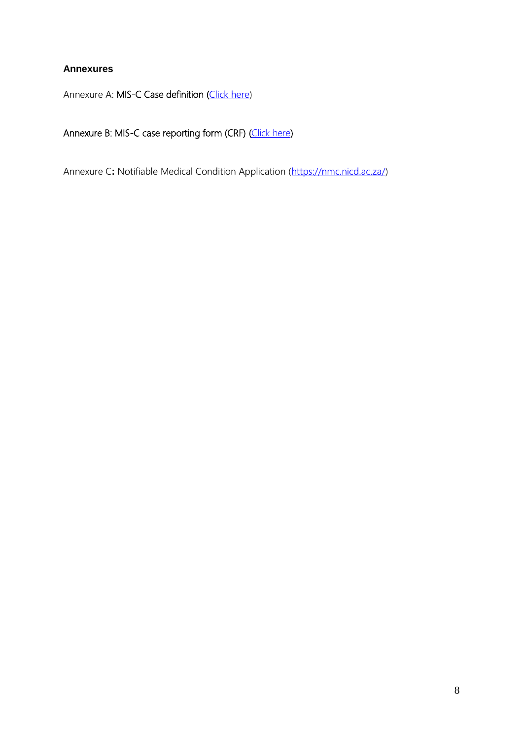### Annexures

Annexure A: MIS-C Case definition ([Click here](Click here))

Annexure B: MIS-C case reporting form (CRF) (Click here)

Annexure C**:** Notifiable Medical Condition Application (https://nmc.nicd.ac.za/)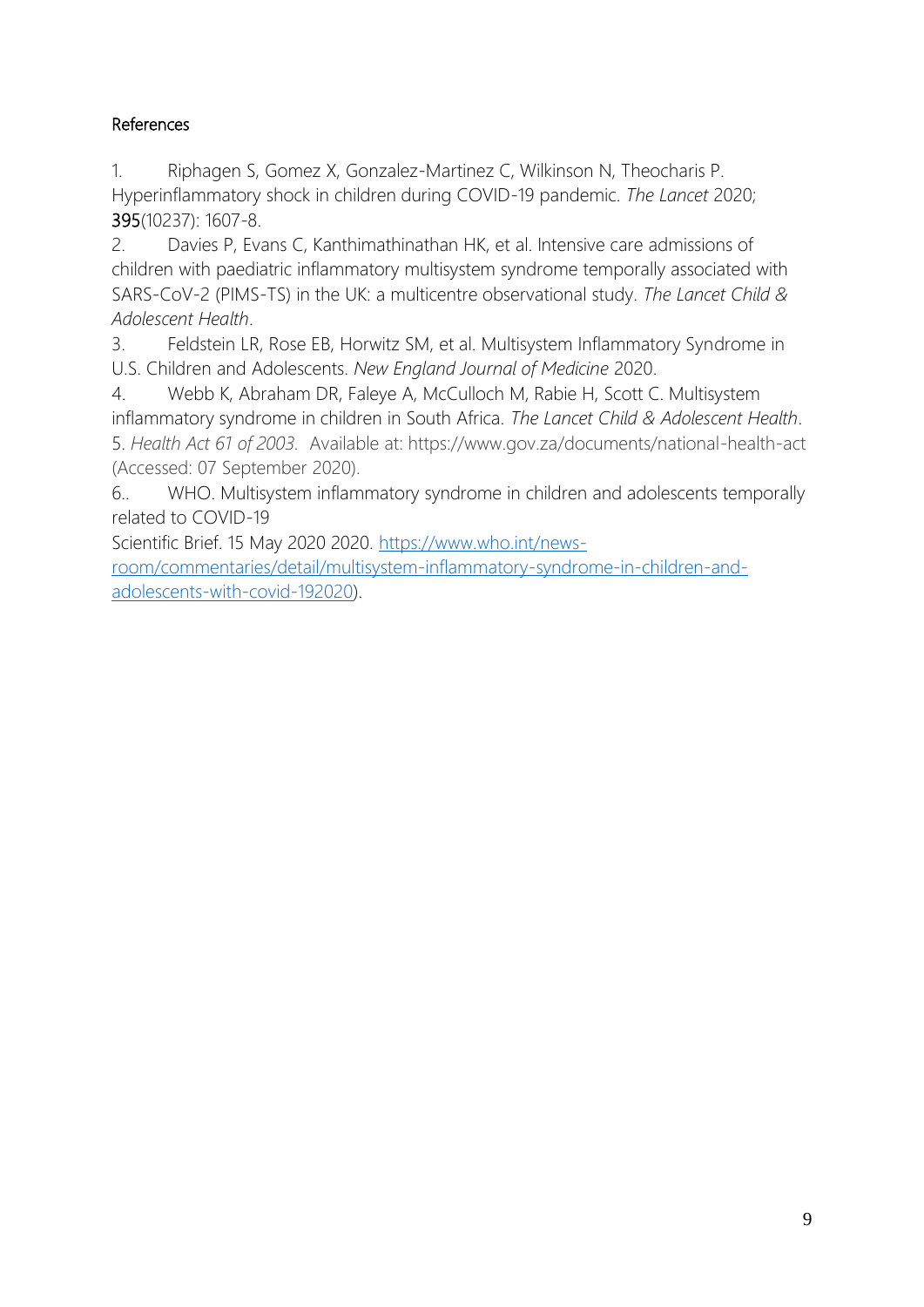## References

1. Riphagen S, Gomez X, Gonzalez-Martinez C, Wilkinson N, Theocharis P. Hyperinflammatory shock in children during COVID-19 pandemic. *The Lancet* 2020; **395**(10237): 1607-8.
2. Davies P, Evans C, Kanthimathinathan HK, et al. Intensive care admissions of children with paediatric inflammatory multisystem syndrome temporally associated with SARS-CoV-2 (PIMS-TS) in the UK: a multicentre observational study. *The Lancet Child & Adolescent Health*.
3. Feldstein LR, Rose EB, Horwitz SM, et al. Multisystem Inflammatory Syndrome in U.S. Children and Adolescents. *New England Journal of Medicine* 2020.
4. Webb K, Abraham DR, Faleye A, McCulloch M, Rabie H, Scott C. Multisystem inflammatory syndrome in children in South Africa. *The Lancet Child & Adolescent Health*.
5. *Health Act 61 of 2003*. Available at: https://www.gov.za/documents/national-health-act (Accessed: 07 September 2020).
6.. WHO. Multisystem inflammatory syndrome in children and adolescents temporally related to COVID-19 Scientific Brief. 15 May 2020 2020. https://www.who.int/news-room/commentaries/detail/multisystem-inflammatory-syndrome-in-children-and-adolescents-with-covid-192020).